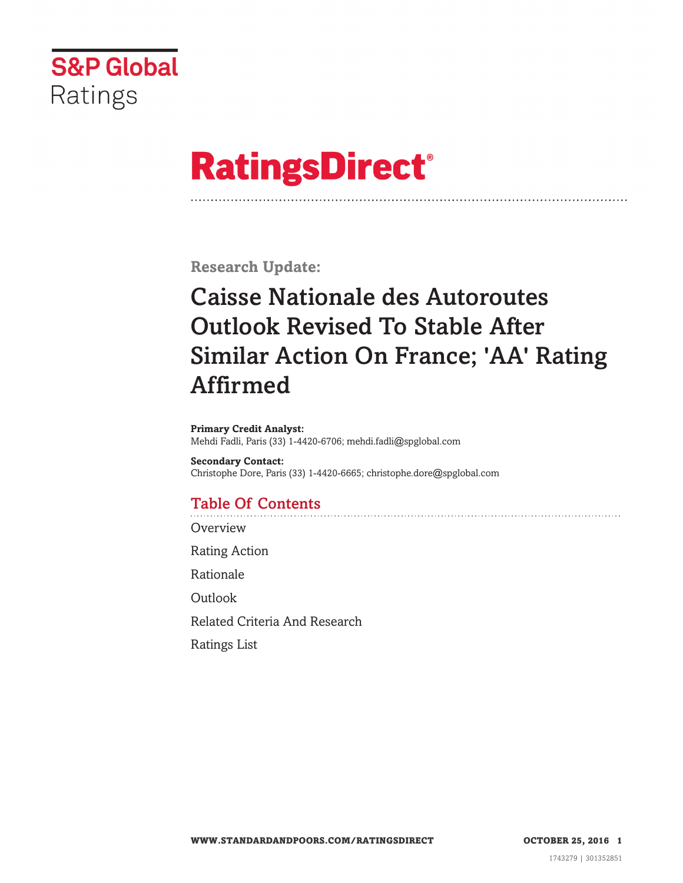S&P Global Ratings

# RatingsDirect®

**Research Update:**

# Caisse Nationale des Autoroutes Outlook Revised To Stable After Similar Action On France; 'AA' Rating Affirmed

**Primary Credit Analyst:**
Mehdi Fadli, Paris (33) 1-4420-6706; mehdi.fadli@spglobal.com

**Secondary Contact:**
Christophe Dore, Paris (33) 1-4420-6665; christophe.dore@spglobal.com

## Table Of Contents

Overview

Rating Action

Rationale

Outlook

Related Criteria And Research

Ratings List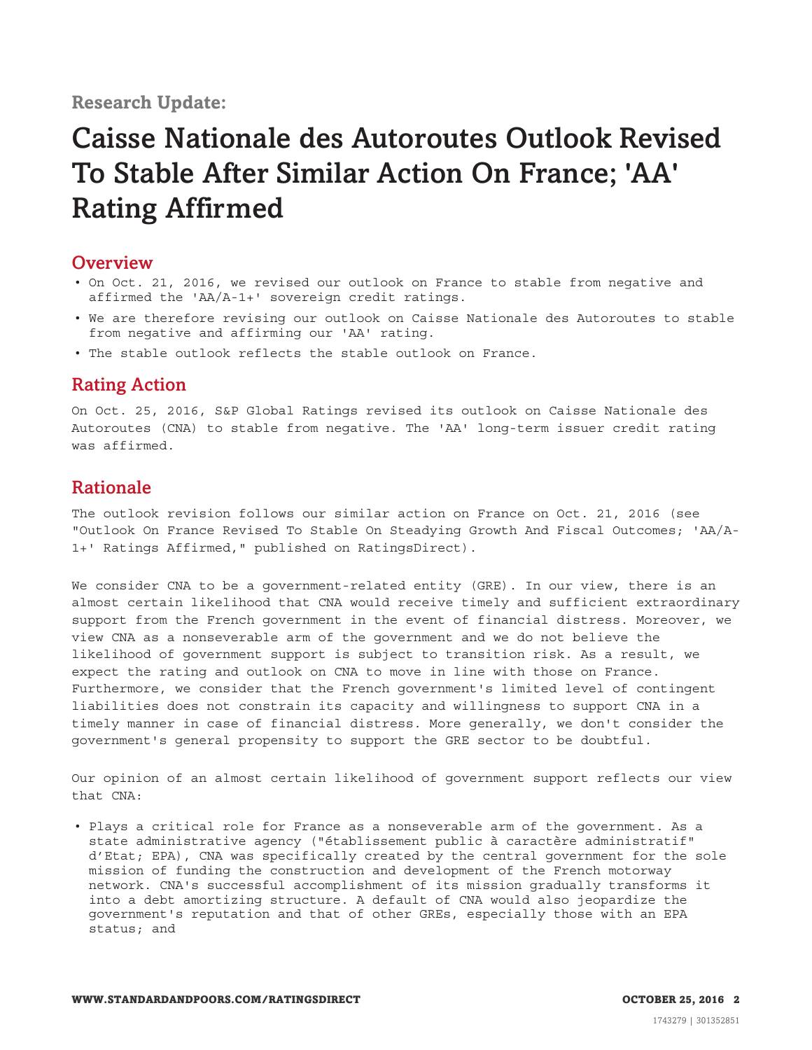Research Update:

# Caisse Nationale des Autoroutes Outlook Revised To Stable After Similar Action On France; 'AA' Rating Affirmed

## Overview

- On Oct. 21, 2016, we revised our outlook on France to stable from negative and affirmed the 'AA/A-1+' sovereign credit ratings.
- We are therefore revising our outlook on Caisse Nationale des Autoroutes to stable from negative and affirming our 'AA' rating.
- The stable outlook reflects the stable outlook on France.

## Rating Action

On Oct. 25, 2016, S&P Global Ratings revised its outlook on Caisse Nationale des Autoroutes (CNA) to stable from negative. The 'AA' long-term issuer credit rating was affirmed.

## Rationale

The outlook revision follows our similar action on France on Oct. 21, 2016 (see "Outlook On France Revised To Stable On Steadying Growth And Fiscal Outcomes; 'AA/A-1+' Ratings Affirmed," published on RatingsDirect).

We consider CNA to be a government-related entity (GRE). In our view, there is an almost certain likelihood that CNA would receive timely and sufficient extraordinary support from the French government in the event of financial distress. Moreover, we view CNA as a nonseverable arm of the government and we do not believe the likelihood of government support is subject to transition risk. As a result, we expect the rating and outlook on CNA to move in line with those on France. Furthermore, we consider that the French government's limited level of contingent liabilities does not constrain its capacity and willingness to support CNA in a timely manner in case of financial distress. More generally, we don't consider the government's general propensity to support the GRE sector to be doubtful.

Our opinion of an almost certain likelihood of government support reflects our view that CNA:

- Plays a critical role for France as a nonseverable arm of the government. As a state administrative agency ("établissement public à caractère administratif" d'Etat; EPA), CNA was specifically created by the central government for the sole mission of funding the construction and development of the French motorway network. CNA's successful accomplishment of its mission gradually transforms it into a debt amortizing structure. A default of CNA would also jeopardize the government's reputation and that of other GREs, especially those with an EPA status; and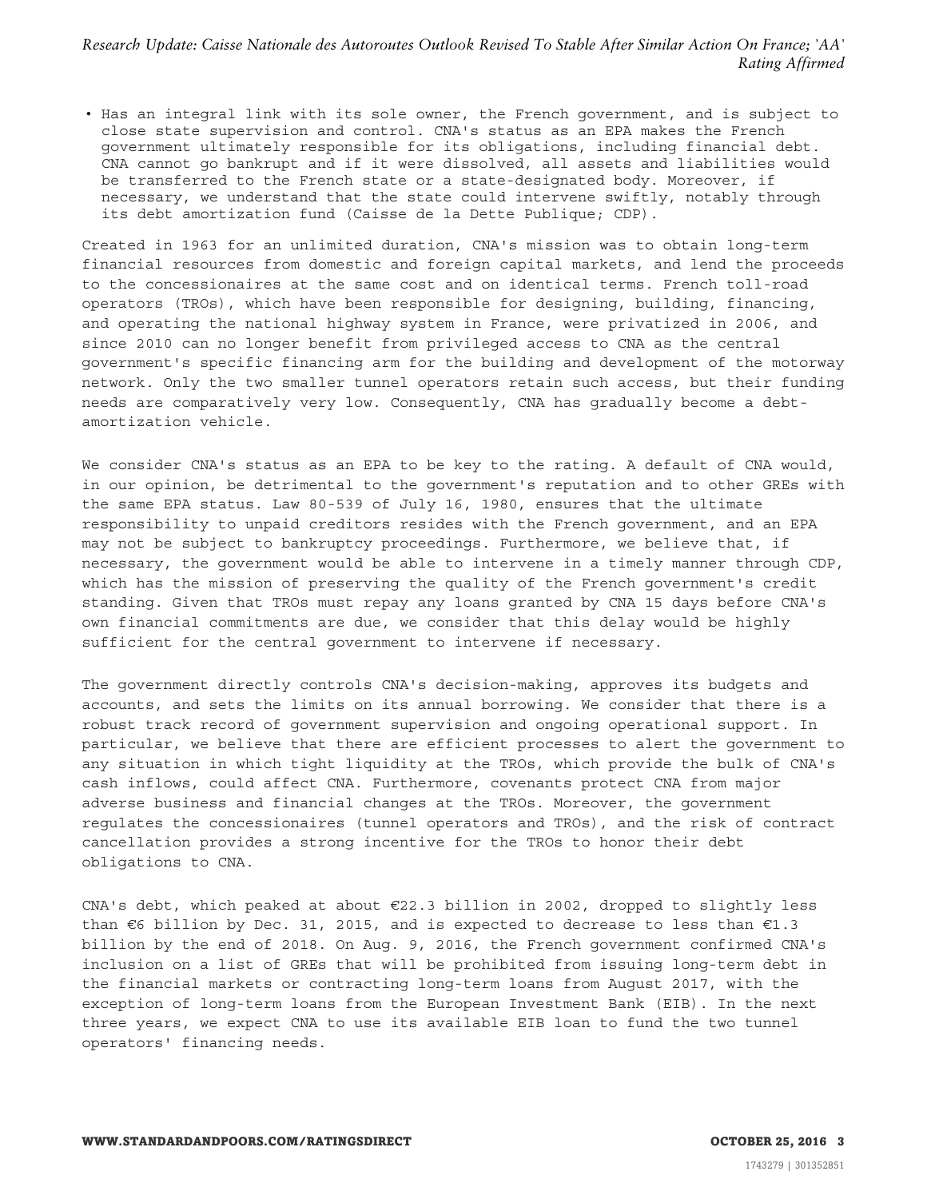- Has an integral link with its sole owner, the French government, and is subject to close state supervision and control. CNA's status as an EPA makes the French government ultimately responsible for its obligations, including financial debt. CNA cannot go bankrupt and if it were dissolved, all assets and liabilities would be transferred to the French state or a state-designated body. Moreover, if necessary, we understand that the state could intervene swiftly, notably through its debt amortization fund (Caisse de la Dette Publique; CDP).

Created in 1963 for an unlimited duration, CNA's mission was to obtain long-term financial resources from domestic and foreign capital markets, and lend the proceeds to the concessionaires at the same cost and on identical terms. French toll-road operators (TROs), which have been responsible for designing, building, financing, and operating the national highway system in France, were privatized in 2006, and since 2010 can no longer benefit from privileged access to CNA as the central government's specific financing arm for the building and development of the motorway network. Only the two smaller tunnel operators retain such access, but their funding needs are comparatively very low. Consequently, CNA has gradually become a debt-amortization vehicle.

We consider CNA's status as an EPA to be key to the rating. A default of CNA would, in our opinion, be detrimental to the government's reputation and to other GREs with the same EPA status. Law 80-539 of July 16, 1980, ensures that the ultimate responsibility to unpaid creditors resides with the French government, and an EPA may not be subject to bankruptcy proceedings. Furthermore, we believe that, if necessary, the government would be able to intervene in a timely manner through CDP, which has the mission of preserving the quality of the French government's credit standing. Given that TROs must repay any loans granted by CNA 15 days before CNA's own financial commitments are due, we consider that this delay would be highly sufficient for the central government to intervene if necessary.

The government directly controls CNA's decision-making, approves its budgets and accounts, and sets the limits on its annual borrowing. We consider that there is a robust track record of government supervision and ongoing operational support. In particular, we believe that there are efficient processes to alert the government to any situation in which tight liquidity at the TROs, which provide the bulk of CNA's cash inflows, could affect CNA. Furthermore, covenants protect CNA from major adverse business and financial changes at the TROs. Moreover, the government regulates the concessionaires (tunnel operators and TROs), and the risk of contract cancellation provides a strong incentive for the TROs to honor their debt obligations to CNA.

CNA's debt, which peaked at about €22.3 billion in 2002, dropped to slightly less than €6 billion by Dec. 31, 2015, and is expected to decrease to less than €1.3 billion by the end of 2018. On Aug. 9, 2016, the French government confirmed CNA's inclusion on a list of GREs that will be prohibited from issuing long-term debt in the financial markets or contracting long-term loans from August 2017, with the exception of long-term loans from the European Investment Bank (EIB). In the next three years, we expect CNA to use its available EIB loan to fund the two tunnel operators' financing needs.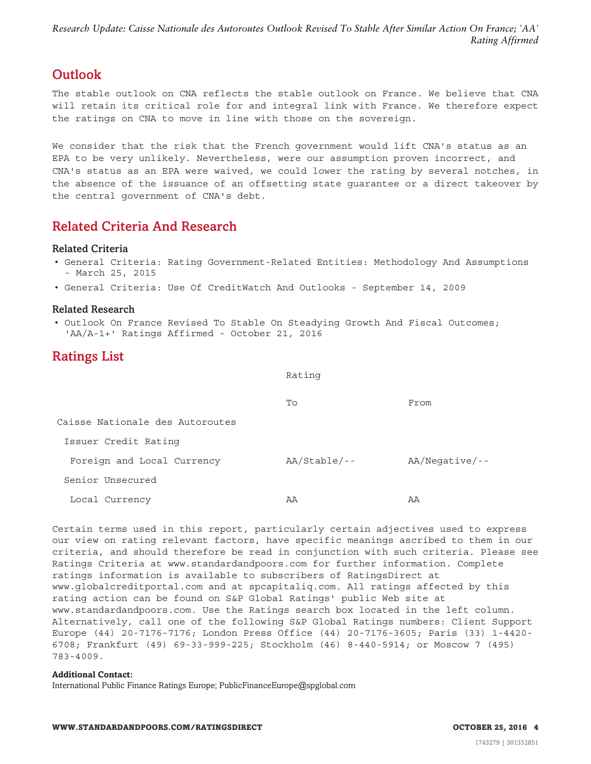## Outlook

The stable outlook on CNA reflects the stable outlook on France. We believe that CNA will retain its critical role for and integral link with France. We therefore expect the ratings on CNA to move in line with those on the sovereign.

We consider that the risk that the French government would lift CNA's status as an EPA to be very unlikely. Nevertheless, were our assumption proven incorrect, and CNA's status as an EPA were waived, we could lower the rating by several notches, in the absence of the issuance of an offsetting state guarantee or a direct takeover by the central government of CNA's debt.

## Related Criteria And Research

### Related Criteria

- General Criteria: Rating Government-Related Entities: Methodology And Assumptions - March 25, 2015
- General Criteria: Use Of CreditWatch And Outlooks - September 14, 2009

### Related Research

- Outlook On France Revised To Stable On Steadying Growth And Fiscal Outcomes; 'AA/A-1+' Ratings Affirmed - October 21, 2016

## Ratings List

| | Rating | |
|---|---|---|
| | To | From |
| Caisse Nationale des Autoroutes | | |
| Issuer Credit Rating | | |
| Foreign and Local Currency | AA/Stable/-- | AA/Negative/-- |
| Senior Unsecured | | |
| Local Currency | AA | AA |

Certain terms used in this report, particularly certain adjectives used to express our view on rating relevant factors, have specific meanings ascribed to them in our criteria, and should therefore be read in conjunction with such criteria. Please see Ratings Criteria at www.standardandpoors.com for further information. Complete ratings information is available to subscribers of RatingsDirect at www.globalcreditportal.com and at spcapitaliq.com. All ratings affected by this rating action can be found on S&P Global Ratings' public Web site at www.standardandpoors.com. Use the Ratings search box located in the left column. Alternatively, call one of the following S&P Global Ratings numbers: Client Support Europe (44) 20-7176-7176; London Press Office (44) 20-7176-3605; Paris (33) 1-4420-6708; Frankfurt (49) 69-33-999-225; Stockholm (46) 8-440-5914; or Moscow 7 (495) 783-4009.

**Additional Contact:**
International Public Finance Ratings Europe; PublicFinanceEurope@spglobal.com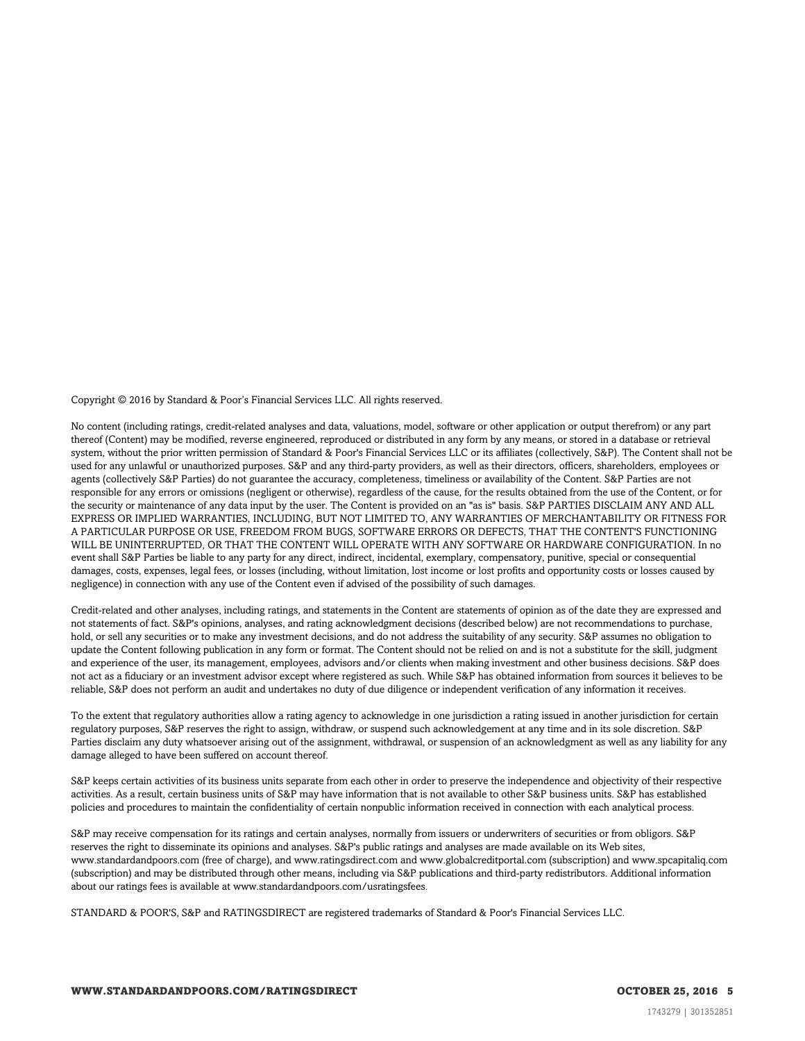Copyright © 2016 by Standard & Poor's Financial Services LLC. All rights reserved.

No content (including ratings, credit-related analyses and data, valuations, model, software or other application or output therefrom) or any part thereof (Content) may be modified, reverse engineered, reproduced or distributed in any form by any means, or stored in a database or retrieval system, without the prior written permission of Standard & Poor's Financial Services LLC or its affiliates (collectively, S&P). The Content shall not be used for any unlawful or unauthorized purposes. S&P and any third-party providers, as well as their directors, officers, shareholders, employees or agents (collectively S&P Parties) do not guarantee the accuracy, completeness, timeliness or availability of the Content. S&P Parties are not responsible for any errors or omissions (negligent or otherwise), regardless of the cause, for the results obtained from the use of the Content, or for the security or maintenance of any data input by the user. The Content is provided on an "as is" basis. S&P PARTIES DISCLAIM ANY AND ALL EXPRESS OR IMPLIED WARRANTIES, INCLUDING, BUT NOT LIMITED TO, ANY WARRANTIES OF MERCHANTABILITY OR FITNESS FOR A PARTICULAR PURPOSE OR USE, FREEDOM FROM BUGS, SOFTWARE ERRORS OR DEFECTS, THAT THE CONTENT'S FUNCTIONING WILL BE UNINTERRUPTED, OR THAT THE CONTENT WILL OPERATE WITH ANY SOFTWARE OR HARDWARE CONFIGURATION. In no event shall S&P Parties be liable to any party for any direct, indirect, incidental, exemplary, compensatory, punitive, special or consequential damages, costs, expenses, legal fees, or losses (including, without limitation, lost income or lost profits and opportunity costs or losses caused by negligence) in connection with any use of the Content even if advised of the possibility of such damages.

Credit-related and other analyses, including ratings, and statements in the Content are statements of opinion as of the date they are expressed and not statements of fact. S&P's opinions, analyses, and rating acknowledgment decisions (described below) are not recommendations to purchase, hold, or sell any securities or to make any investment decisions, and do not address the suitability of any security. S&P assumes no obligation to update the Content following publication in any form or format. The Content should not be relied on and is not a substitute for the skill, judgment and experience of the user, its management, employees, advisors and/or clients when making investment and other business decisions. S&P does not act as a fiduciary or an investment advisor except where registered as such. While S&P has obtained information from sources it believes to be reliable, S&P does not perform an audit and undertakes no duty of due diligence or independent verification of any information it receives.

To the extent that regulatory authorities allow a rating agency to acknowledge in one jurisdiction a rating issued in another jurisdiction for certain regulatory purposes, S&P reserves the right to assign, withdraw, or suspend such acknowledgement at any time and in its sole discretion. S&P Parties disclaim any duty whatsoever arising out of the assignment, withdrawal, or suspension of an acknowledgment as well as any liability for any damage alleged to have been suffered on account thereof.

S&P keeps certain activities of its business units separate from each other in order to preserve the independence and objectivity of their respective activities. As a result, certain business units of S&P may have information that is not available to other S&P business units. S&P has established policies and procedures to maintain the confidentiality of certain nonpublic information received in connection with each analytical process.

S&P may receive compensation for its ratings and certain analyses, normally from issuers or underwriters of securities or from obligors. S&P reserves the right to disseminate its opinions and analyses. S&P's public ratings and analyses are made available on its Web sites, www.standardandpoors.com (free of charge), and www.ratingsdirect.com and www.globalcreditportal.com (subscription) and www.spcapitaliq.com (subscription) and may be distributed through other means, including via S&P publications and third-party redistributors. Additional information about our ratings fees is available at www.standardandpoors.com/usratingsfees.

STANDARD & POOR'S, S&P and RATINGSDIRECT are registered trademarks of Standard & Poor's Financial Services LLC.